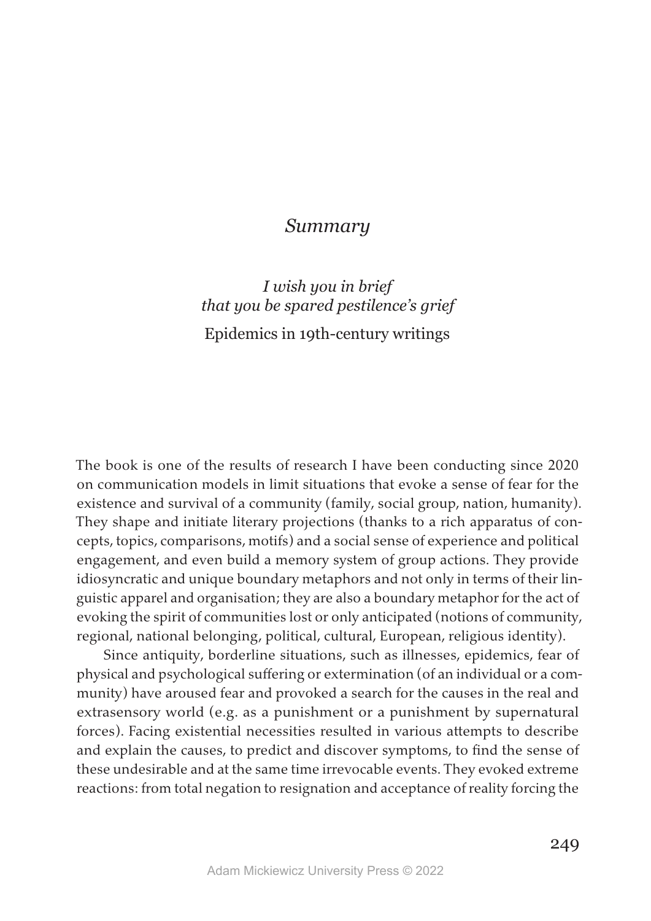# *Summary*

## *I wish you in brief that you be spared pestilence's grief*

## Epidemics in 19th-century writings

The book is one of the results of research I have been conducting since 2020 on communication models in limit situations that evoke a sense of fear for the existence and survival of a community (family, social group, nation, humanity). They shape and initiate literary projections (thanks to a rich apparatus of concepts, topics, comparisons, motifs) and a social sense of experience and political engagement, and even build a memory system of group actions. They provide idiosyncratic and unique boundary metaphors and not only in terms of their linguistic apparel and organisation; they are also a boundary metaphor for the act of evoking the spirit of communities lost or only anticipated (notions of community, regional, national belonging, political, cultural, European, religious identity).

Since antiquity, borderline situations, such as illnesses, epidemics, fear of physical and psychological suffering or extermination (of an individual or a community) have aroused fear and provoked a search for the causes in the real and extrasensory world (e.g. as a punishment or a punishment by supernatural forces). Facing existential necessities resulted in various attempts to describe and explain the causes, to predict and discover symptoms, to find the sense of these undesirable and at the same time irrevocable events. They evoked extreme reactions: from total negation to resignation and acceptance of reality forcing the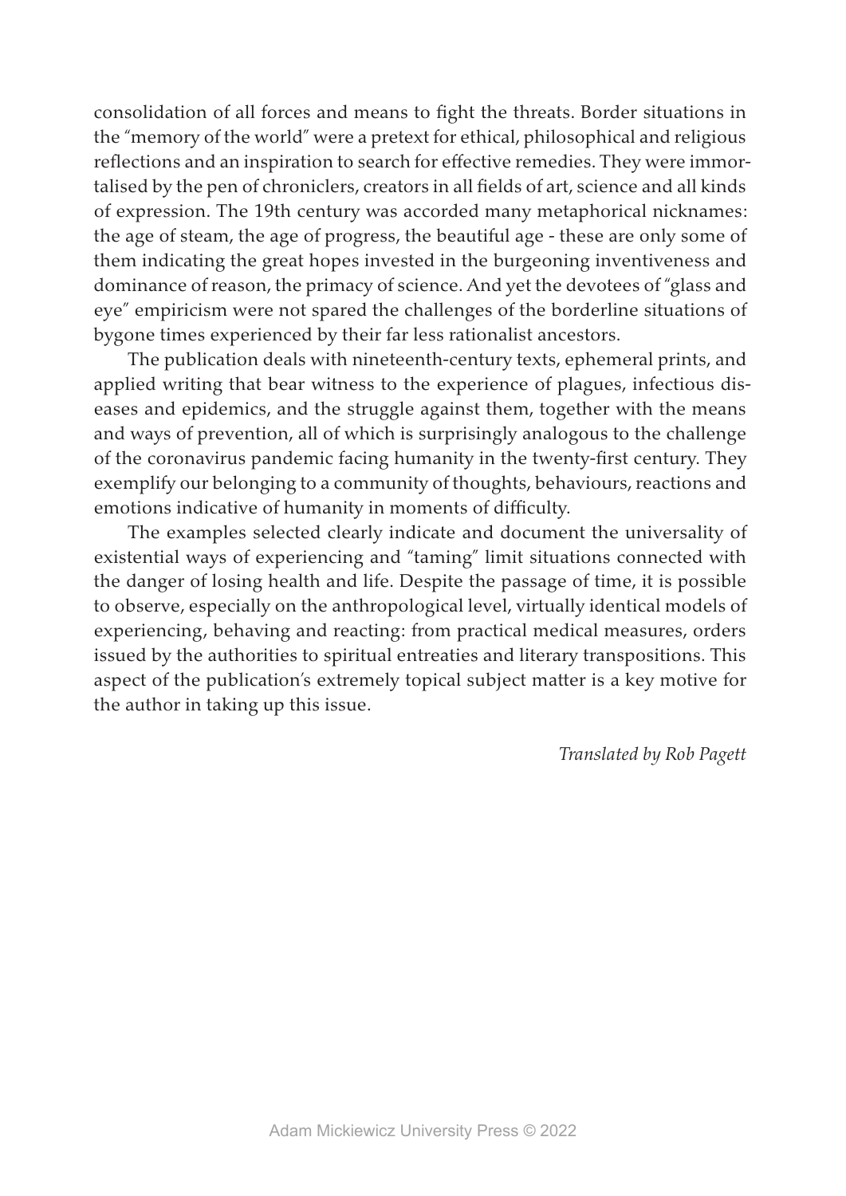consolidation of all forces and means to fight the threats. Border situations in the "memory of the world" were a pretext for ethical, philosophical and religious reflections and an inspiration to search for effective remedies. They were immortalised by the pen of chroniclers, creators in all fields of art, science and all kinds of expression. The 19th century was accorded many metaphorical nicknames: the age of steam, the age of progress, the beautiful age - these are only some of them indicating the great hopes invested in the burgeoning inventiveness and dominance of reason, the primacy of science. And yet the devotees of "glass and eye" empiricism were not spared the challenges of the borderline situations of bygone times experienced by their far less rationalist ancestors.

The publication deals with nineteenth-century texts, ephemeral prints, and applied writing that bear witness to the experience of plagues, infectious diseases and epidemics, and the struggle against them, together with the means and ways of prevention, all of which is surprisingly analogous to the challenge of the coronavirus pandemic facing humanity in the twenty-first century. They exemplify our belonging to a community of thoughts, behaviours, reactions and emotions indicative of humanity in moments of difficulty.

The examples selected clearly indicate and document the universality of existential ways of experiencing and "taming" limit situations connected with the danger of losing health and life. Despite the passage of time, it is possible to observe, especially on the anthropological level, virtually identical models of experiencing, behaving and reacting: from practical medical measures, orders issued by the authorities to spiritual entreaties and literary transpositions. This aspect of the publication's extremely topical subject matter is a key motive for the author in taking up this issue.

*Translated by Rob Pagett*